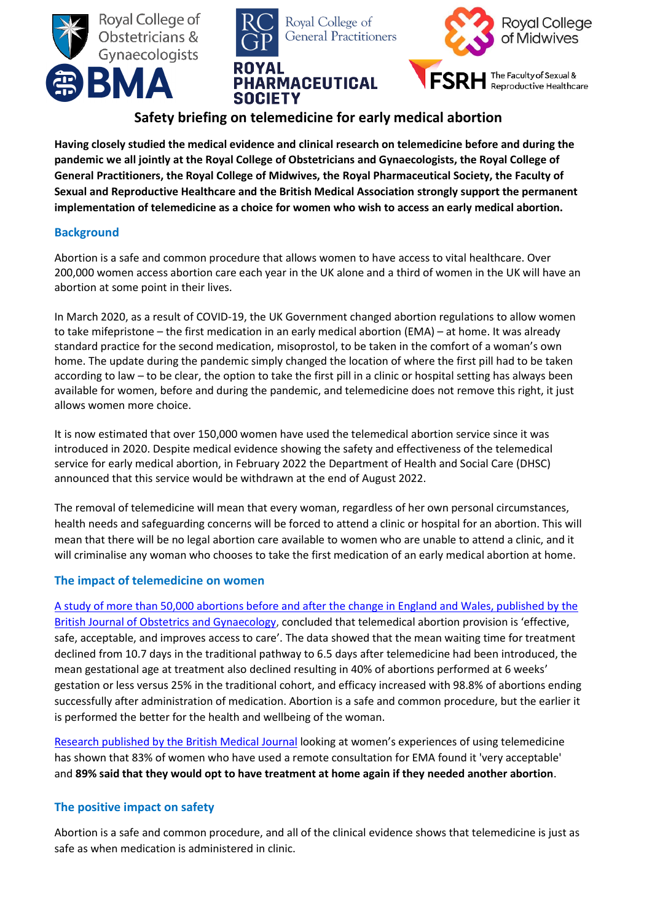# Safety briefing on telemedicine for early medical abortion

**Having closely studied the medical evidence and clinical research on telemedicine before and during the pandemic we all jointly at the Royal College of Obstetricians and Gynaecologists, the Royal College of General Practitioners, the Royal College of Midwives, the Royal Pharmaceutical Society, the Faculty of Sexual and Reproductive Healthcare and the British Medical Association strongly support the permanent implementation of telemedicine as a choice for women who wish to access an early medical abortion.**

## Background

Abortion is a safe and common procedure that allows women to have access to vital healthcare. Over 200,000 women access abortion care each year in the UK alone and a third of women in the UK will have an abortion at some point in their lives.

In March 2020, as a result of COVID-19, the UK Government changed abortion regulations to allow women to take mifepristone – the first medication in an early medical abortion (EMA) – at home. It was already standard practice for the second medication, misoprostol, to be taken in the comfort of a woman's own home. The update during the pandemic simply changed the location of where the first pill had to be taken according to law – to be clear, the option to take the first pill in a clinic or hospital setting has always been available for women, before and during the pandemic, and telemedicine does not remove this right, it just allows women more choice.

It is now estimated that over 150,000 women have used the telemedical abortion service since it was introduced in 2020. Despite medical evidence showing the safety and effectiveness of the telemedical service for early medical abortion, in February 2022 the Department of Health and Social Care (DHSC) announced that this service would be withdrawn at the end of August 2022.

The removal of telemedicine will mean that every woman, regardless of her own personal circumstances, health needs and safeguarding concerns will be forced to attend a clinic or hospital for an abortion. This will mean that there will be no legal abortion care available to women who are unable to attend a clinic, and it will criminalise any woman who chooses to take the first medication of an early medical abortion at home.

## The impact of telemedicine on women

A study of more than 50,000 abortions before and after the change in England and Wales, published by the British Journal of Obstetrics and Gynaecology, concluded that telemedical abortion provision is 'effective, safe, acceptable, and improves access to care'. The data showed that the mean waiting time for treatment declined from 10.7 days in the traditional pathway to 6.5 days after telemedicine had been introduced, the mean gestational age at treatment also declined resulting in 40% of abortions performed at 6 weeks' gestation or less versus 25% in the traditional cohort, and efficacy increased with 98.8% of abortions ending successfully after administration of medication. Abortion is a safe and common procedure, but the earlier it is performed the better for the health and wellbeing of the woman.

Research published by the British Medical Journal looking at women's experiences of using telemedicine has shown that 83% of women who have used a remote consultation for EMA found it 'very acceptable' and **89% said that they would opt to have treatment at home again if they needed another abortion**.

## The positive impact on safety

Abortion is a safe and common procedure, and all of the clinical evidence shows that telemedicine is just as safe as when medication is administered in clinic.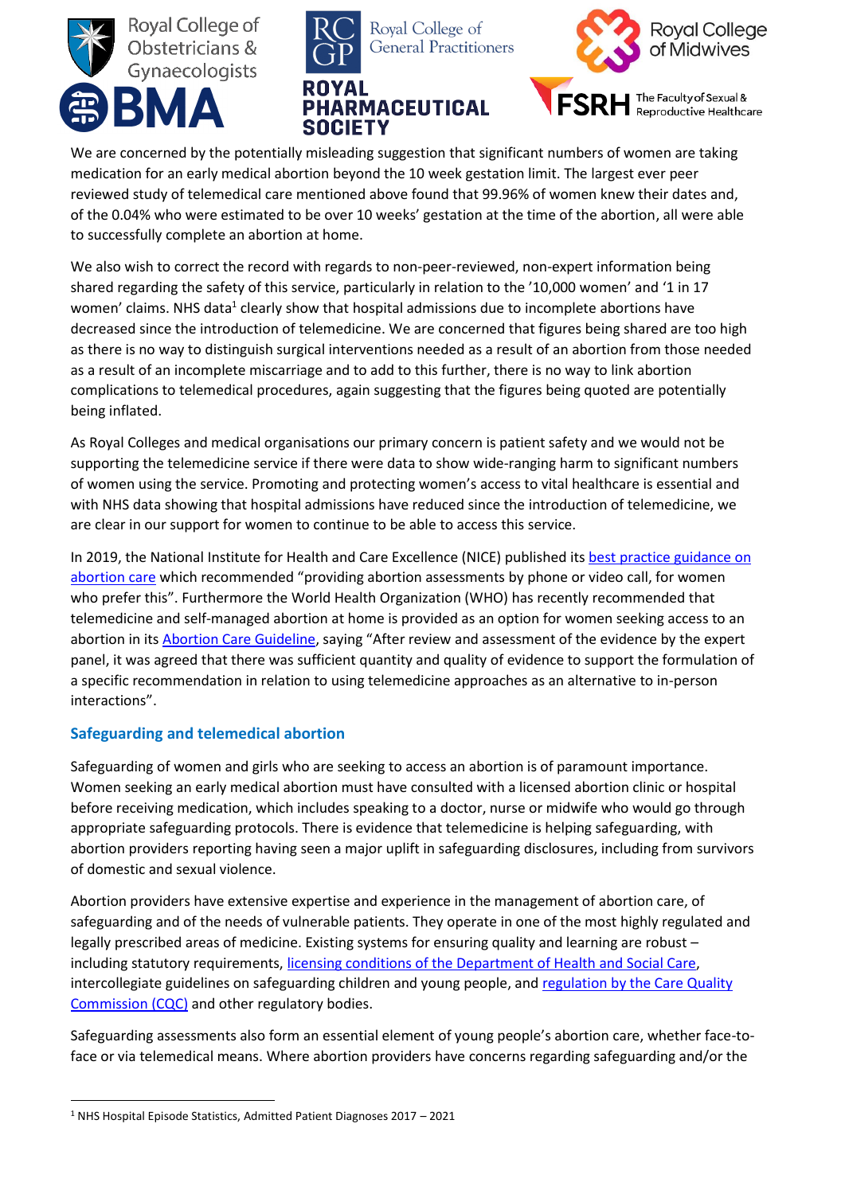We are concerned by the potentially misleading suggestion that significant numbers of women are taking medication for an early medical abortion beyond the 10 week gestation limit. The largest ever peer reviewed study of telemedical care mentioned above found that 99.96% of women knew their dates and, of the 0.04% who were estimated to be over 10 weeks' gestation at the time of the abortion, all were able to successfully complete an abortion at home.

We also wish to correct the record with regards to non-peer-reviewed, non-expert information being shared regarding the safety of this service, particularly in relation to the '10,000 women' and '1 in 17 women' claims. NHS data[1] clearly show that hospital admissions due to incomplete abortions have decreased since the introduction of telemedicine. We are concerned that figures being shared are too high as there is no way to distinguish surgical interventions needed as a result of an abortion from those needed as a result of an incomplete miscarriage and to add to this further, there is no way to link abortion complications to telemedical procedures, again suggesting that the figures being quoted are potentially being inflated.

As Royal Colleges and medical organisations our primary concern is patient safety and we would not be supporting the telemedicine service if there were data to show wide-ranging harm to significant numbers of women using the service. Promoting and protecting women's access to vital healthcare is essential and with NHS data showing that hospital admissions have reduced since the introduction of telemedicine, we are clear in our support for women to continue to be able to access this service.

In 2019, the National Institute for Health and Care Excellence (NICE) published its best practice guidance on abortion care which recommended "providing abortion assessments by phone or video call, for women who prefer this". Furthermore the World Health Organization (WHO) has recently recommended that telemedicine and self-managed abortion at home is provided as an option for women seeking access to an abortion in its Abortion Care Guideline, saying "After review and assessment of the evidence by the expert panel, it was agreed that there was sufficient quantity and quality of evidence to support the formulation of a specific recommendation in relation to using telemedicine approaches as an alternative to in-person interactions".

## Safeguarding and telemedical abortion

Safeguarding of women and girls who are seeking to access an abortion is of paramount importance. Women seeking an early medical abortion must have consulted with a licensed abortion clinic or hospital before receiving medication, which includes speaking to a doctor, nurse or midwife who would go through appropriate safeguarding protocols. There is evidence that telemedicine is helping safeguarding, with abortion providers reporting having seen a major uplift in safeguarding disclosures, including from survivors of domestic and sexual violence.

Abortion providers have extensive expertise and experience in the management of abortion care, of safeguarding and of the needs of vulnerable patients. They operate in one of the most highly regulated and legally prescribed areas of medicine. Existing systems for ensuring quality and learning are robust – including statutory requirements, licensing conditions of the Department of Health and Social Care, intercollegiate guidelines on safeguarding children and young people, and regulation by the Care Quality Commission (CQC) and other regulatory bodies.

Safeguarding assessments also form an essential element of young people's abortion care, whether face-to-face or via telemedical means. Where abortion providers have concerns regarding safeguarding and/or the

---

[1] NHS Hospital Episode Statistics, Admitted Patient Diagnoses 2017 – 2021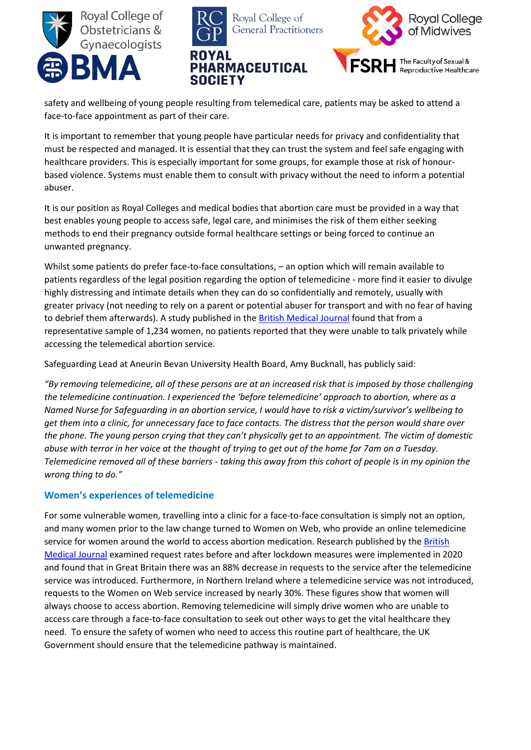safety and wellbeing of young people resulting from telemedical care, patients may be asked to attend a face-to-face appointment as part of their care.

It is important to remember that young people have particular needs for privacy and confidentiality that must be respected and managed. It is essential that they can trust the system and feel safe engaging with healthcare providers. This is especially important for some groups, for example those at risk of honour-based violence. Systems must enable them to consult with privacy without the need to inform a potential abuser.

It is our position as Royal Colleges and medical bodies that abortion care must be provided in a way that best enables young people to access safe, legal care, and minimises the risk of them either seeking methods to end their pregnancy outside formal healthcare settings or being forced to continue an unwanted pregnancy.

Whilst some patients do prefer face-to-face consultations, – an option which will remain available to patients regardless of the legal position regarding the option of telemedicine - more find it easier to divulge highly distressing and intimate details when they can do so confidentially and remotely, usually with greater privacy (not needing to rely on a parent or potential abuser for transport and with no fear of having to debrief them afterwards). A study published in the British Medical Journal found that from a representative sample of 1,234 women, no patients reported that they were unable to talk privately while accessing the telemedical abortion service.

Safeguarding Lead at Aneurin Bevan University Health Board, Amy Bucknall, has publicly said:

*"By removing telemedicine, all of these persons are at an increased risk that is imposed by those challenging the telemedicine continuation. I experienced the 'before telemedicine' approach to abortion, where as a Named Nurse for Safeguarding in an abortion service, I would have to risk a victim/survivor's wellbeing to get them into a clinic, for unnecessary face to face contacts. The distress that the person would share over the phone. The young person crying that they can't physically get to an appointment. The victim of domestic abuse with terror in her voice at the thought of trying to get out of the home for 7am on a Tuesday. Telemedicine removed all of these barriers - taking this away from this cohort of people is in my opinion the wrong thing to do."*

## Women's experiences of telemedicine

For some vulnerable women, travelling into a clinic for a face-to-face consultation is simply not an option, and many women prior to the law change turned to Women on Web, who provide an online telemedicine service for women around the world to access abortion medication. Research published by the British Medical Journal examined request rates before and after lockdown measures were implemented in 2020 and found that in Great Britain there was an 88% decrease in requests to the service after the telemedicine service was introduced. Furthermore, in Northern Ireland where a telemedicine service was not introduced, requests to the Women on Web service increased by nearly 30%. These figures show that women will always choose to access abortion. Removing telemedicine will simply drive women who are unable to access care through a face-to-face consultation to seek out other ways to get the vital healthcare they need. To ensure the safety of women who need to access this routine part of healthcare, the UK Government should ensure that the telemedicine pathway is maintained.